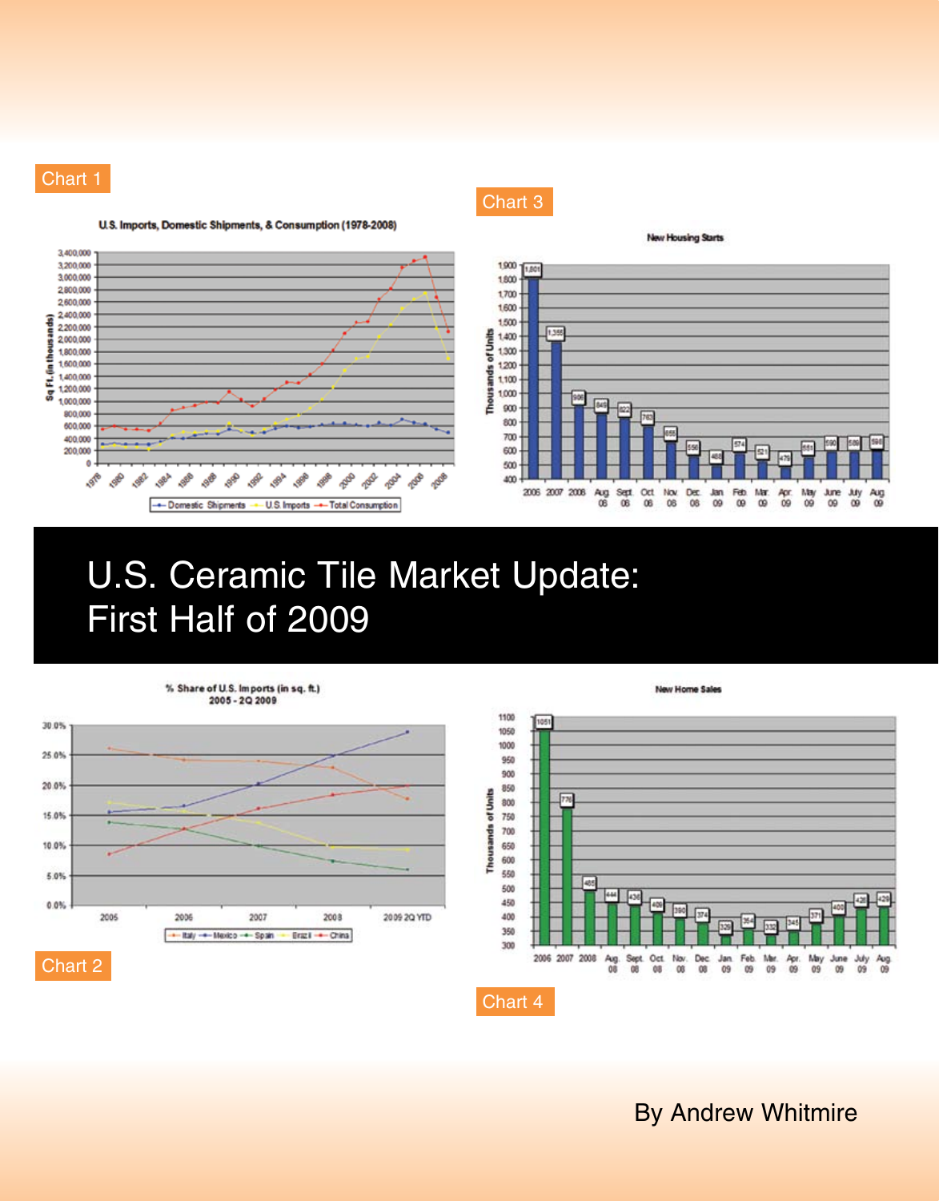Chart 1

U.S. Imports, Domestic Shipments, & Consumption (1978-2008)

Chart 3

New Housing Starts

| | 2006 | 2007 | 2008 | Aug 08 | Sept 08 | Oct 08 | Nov 08 | Dec 08 | Jan 09 | Feb 09 | Mar 09 | Apr 09 | May 09 | June 09 | July 09 | Aug 09 |
|---|---|---|---|---|---|---|---|---|---|---|---|---|---|---|---|---|
| Thousands of Units | 1,801 | 1,355 | 906 | 845 | 822 | 763 | 655 | 560 | 488 | 574 | 521 | 479 | 551 | 590 | 589 | 598 |

# U.S. Ceramic Tile Market Update: First Half of 2009

% Share of U.S. Imports (in sq. ft.) 2005 - 2Q 2009

Chart 2

New Home Sales

| | 2006 | 2007 | 2008 | Aug. 08 | Sept. 08 | Oct. 08 | Nov. 08 | Dec. 08 | Jan. 09 | Feb. 09 | Mar. 09 | Apr. 09 | May 09 | June 09 | July 09 | Aug. 09 |
|---|---|---|---|---|---|---|---|---|---|---|---|---|---|---|---|---|
| Thousands of Units | 1051 | 776 | 485 | 444 | 436 | 409 | 390 | 374 | 329 | 354 | 332 | 345 | 371 | 403 | 426 | 429 |

Chart 4

By Andrew Whitmire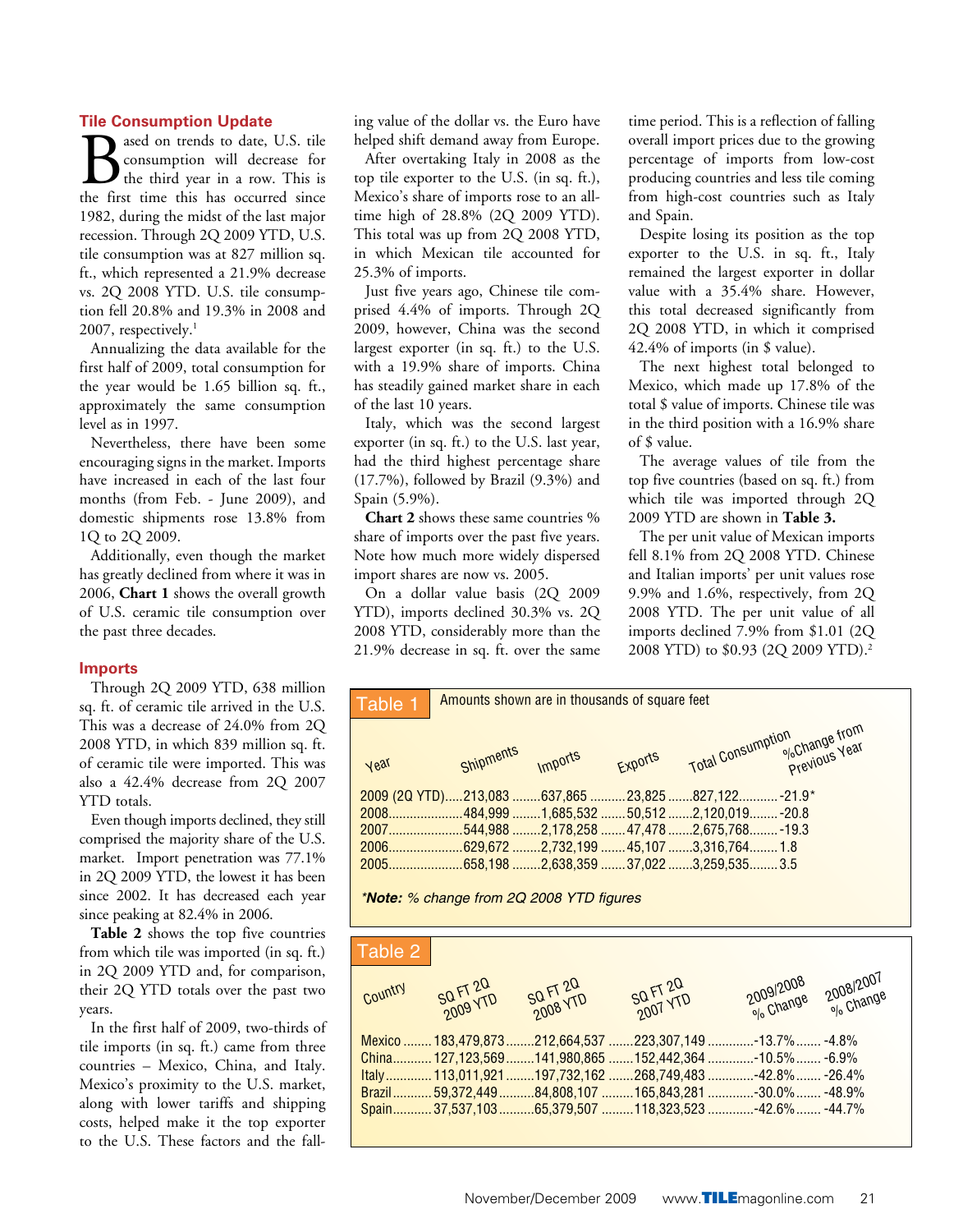## Tile Consumption Update

Based on trends to date, U.S. tile consumption will decrease for the third year in a row. This is the first time this has occurred since 1982, during the midst of the last major recession. Through 2Q 2009 YTD, U.S. tile consumption was at 827 million sq. ft., which represented a 21.9% decrease vs. 2Q 2008 YTD. U.S. tile consumption fell 20.8% and 19.3% in 2008 and 2007, respectively.[1]

Annualizing the data available for the first half of 2009, total consumption for the year would be 1.65 billion sq. ft., approximately the same consumption level as in 1997.

Nevertheless, there have been some encouraging signs in the market. Imports have increased in each of the last four months (from Feb. - June 2009), and domestic shipments rose 13.8% from 1Q to 2Q 2009.

Additionally, even though the market has greatly declined from where it was in 2006, **Chart 1** shows the overall growth of U.S. ceramic tile consumption over the past three decades.

## Imports

Through 2Q 2009 YTD, 638 million sq. ft. of ceramic tile arrived in the U.S. This was a decrease of 24.0% from 2Q 2008 YTD, in which 839 million sq. ft. of ceramic tile were imported. This was also a 42.4% decrease from 2Q 2007 YTD totals.

Even though imports declined, they still comprised the majority share of the U.S. market. Import penetration was 77.1% in 2Q 2009 YTD, the lowest it has been since 2002. It has decreased each year since peaking at 82.4% in 2006.

**Table 2** shows the top five countries from which tile was imported (in sq. ft.) in 2Q 2009 YTD and, for comparison, their 2Q YTD totals over the past two years.

In the first half of 2009, two-thirds of tile imports (in sq. ft.) came from three countries – Mexico, China, and Italy. Mexico's proximity to the U.S. market, along with lower tariffs and shipping costs, helped make it the top exporter to the U.S. These factors and the falling value of the dollar vs. the Euro have helped shift demand away from Europe.

After overtaking Italy in 2008 as the top tile exporter to the U.S. (in sq. ft.), Mexico's share of imports rose to an all-time high of 28.8% (2Q 2009 YTD). This total was up from 2Q 2008 YTD, in which Mexican tile accounted for 25.3% of imports.

Just five years ago, Chinese tile comprised 4.4% of imports. Through 2Q 2009, however, China was the second largest exporter (in sq. ft.) to the U.S. with a 19.9% share of imports. China has steadily gained market share in each of the last 10 years.

Italy, which was the second largest exporter (in sq. ft.) to the U.S. last year, had the third highest percentage share (17.7%), followed by Brazil (9.3%) and Spain (5.9%).

**Chart 2** shows these same countries % share of imports over the past five years. Note how much more widely dispersed import shares are now vs. 2005.

On a dollar value basis (2Q 2009 YTD), imports declined 30.3% vs. 2Q 2008 YTD, considerably more than the 21.9% decrease in sq. ft. over the same time period. This is a reflection of falling overall import prices due to the growing percentage of imports from low-cost producing countries and less tile coming from high-cost countries such as Italy and Spain.

Despite losing its position as the top exporter to the U.S. in sq. ft., Italy remained the largest exporter in dollar value with a 35.4% share. However, this total decreased significantly from 2Q 2008 YTD, in which it comprised 42.4% of imports (in $ value).

The next highest total belonged to Mexico, which made up 17.8% of the total $ value of imports. Chinese tile was in the third position with a 16.9% share of $ value.

The average values of tile from the top five countries (based on sq. ft.) from which tile was imported through 2Q 2009 YTD are shown in **Table 3.**

The per unit value of Mexican imports fell 8.1% from 2Q 2008 YTD. Chinese and Italian imports' per unit values rose 9.9% and 1.6%, respectively, from 2Q 2008 YTD. The per unit value of all imports declined 7.9% from $1.01 (2Q 2008 YTD) to $0.93 (2Q 2009 YTD).[2]

**Table 1** Amounts shown are in thousands of square feet

| Year | Shipments | Imports | Exports | Total Consumption | %Change from Previous Year |
|---|---|---|---|---|---|
| 2009 (2Q YTD) | 213,083 | 637,865 | 23,825 | 827,122 | -21.9* |
| 2008 | 484,999 | 1,685,532 | 50,512 | 2,120,019 | -20.8 |
| 2007 | 544,988 | 2,178,258 | 47,478 | 2,675,768 | -19.3 |
| 2006 | 629,672 | 2,732,199 | 45,107 | 3,316,764 | 1.8 |
| 2005 | 658,198 | 2,638,359 | 37,022 | 3,259,535 | 3.5 |

****Note:*** *% change from 2Q 2008 YTD figures*

**Table 2**

| Country | SQ FT 2Q 2009 YTD | SQ FT 2Q 2008 YTD | SQ FT 2Q 2007 YTD | 2009/2008 % Change | 2008/2007 % Change |
|---|---|---|---|---|---|
| Mexico | 183,479,873 | 212,664,537 | 223,307,149 | -13.7% | -4.8% |
| China | 127,123,569 | 141,980,865 | 152,442,364 | -10.5% | -6.9% |
| Italy | 113,011,921 | 197,732,162 | 268,749,483 | -42.8% | -26.4% |
| Brazil | 59,372,449 | 84,808,107 | 165,843,281 | -30.0% | -48.9% |
| Spain | 37,537,103 | 65,379,507 | 118,323,523 | -42.6% | -44.7% |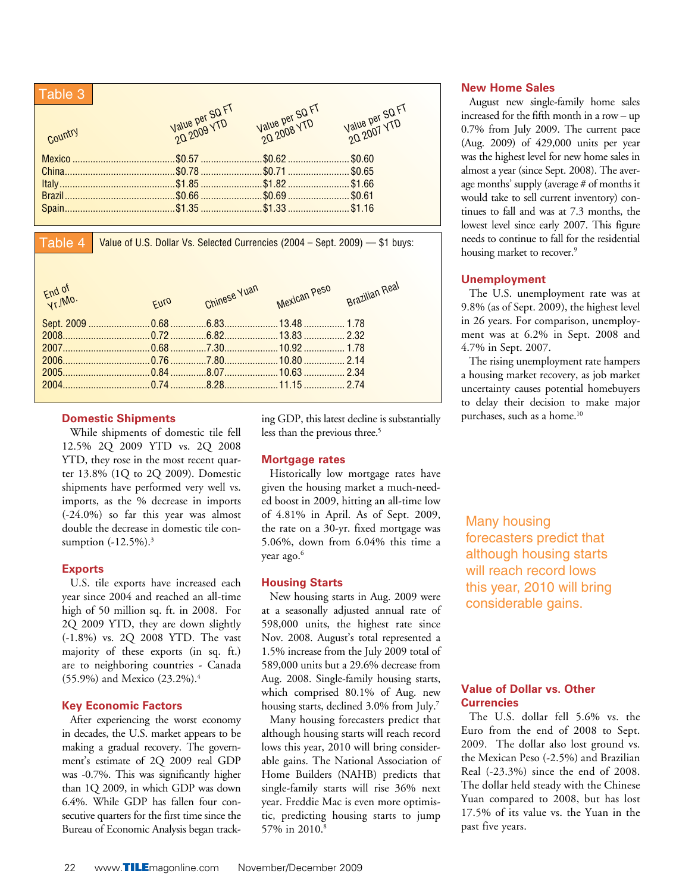## Table 3

| Country | Value per SQ FT 2Q 2009 YTD | Value per SQ FT 2Q 2008 YTD | Value per SQ FT 2Q 2007 YTD |
|---|---|---|---|
| Mexico | $0.57 | $0.62 | $0.60 |
| China | $0.78 | $0.71 | $0.65 |
| Italy | $1.85 | $1.82 | $1.66 |
| Brazil | $0.66 | $0.69 | $0.61 |
| Spain | $1.35 | $1.33 | $1.16 |

## Table 4

Value of U.S. Dollar Vs. Selected Currencies (2004 – Sept. 2009) — $1 buys:

| End of Yr./Mo. | Euro | Chinese Yuan | Mexican Peso | Brazilian Real |
|---|---|---|---|---|
| Sept. 2009 | 0.68 | 6.83 | 13.48 | 1.78 |
| 2008 | 0.72 | 6.82 | 13.83 | 2.32 |
| 2007 | 0.68 | 7.30 | 10.92 | 1.78 |
| 2006 | 0.76 | 7.80 | 10.80 | 2.14 |
| 2005 | 0.84 | 8.07 | 10.63 | 2.34 |
| 2004 | 0.74 | 8.28 | 11.15 | 2.74 |

### Domestic Shipments

While shipments of domestic tile fell 12.5% 2Q 2009 YTD vs. 2Q 2008 YTD, they rose in the most recent quarter 13.8% (1Q to 2Q 2009). Domestic shipments have performed very well vs. imports, as the % decrease in imports (-24.0%) so far this year was almost double the decrease in domestic tile consumption (-12.5%).[3]

### Exports

U.S. tile exports have increased each year since 2004 and reached an all-time high of 50 million sq. ft. in 2008. For 2Q 2009 YTD, they are down slightly (-1.8%) vs. 2Q 2008 YTD. The vast majority of these exports (in sq. ft.) are to neighboring countries - Canada (55.9%) and Mexico (23.2%).[4]

### Key Economic Factors

After experiencing the worst economy in decades, the U.S. market appears to be making a gradual recovery. The government's estimate of 2Q 2009 real GDP was -0.7%. This was significantly higher than 1Q 2009, in which GDP was down 6.4%. While GDP has fallen four consecutive quarters for the first time since the Bureau of Economic Analysis began tracking GDP, this latest decline is substantially less than the previous three.[5]

### Mortgage rates

Historically low mortgage rates have given the housing market a much-needed boost in 2009, hitting an all-time low of 4.81% in April. As of Sept. 2009, the rate on a 30-yr. fixed mortgage was 5.06%, down from 6.04% this time a year ago.[6]

### Housing Starts

New housing starts in Aug. 2009 were at a seasonally adjusted annual rate of 598,000 units, the highest rate since Nov. 2008. August's total represented a 1.5% increase from the July 2009 total of 589,000 units but a 29.6% decrease from Aug. 2008. Single-family housing starts, which comprised 80.1% of Aug. new housing starts, declined 3.0% from July.[7]

Many housing forecasters predict that although housing starts will reach record lows this year, 2010 will bring considerable gains. The National Association of Home Builders (NAHB) predicts that single-family starts will rise 36% next year. Freddie Mac is even more optimistic, predicting housing starts to jump 57% in 2010.[8]

### New Home Sales

August new single-family home sales increased for the fifth month in a row – up 0.7% from July 2009. The current pace (Aug. 2009) of 429,000 units per year was the highest level for new home sales in almost a year (since Sept. 2008). The average months' supply (average # of months it would take to sell current inventory) continues to fall and was at 7.3 months, the lowest level since early 2007. This figure needs to continue to fall for the residential housing market to recover.[9]

### Unemployment

The U.S. unemployment rate was at 9.8% (as of Sept. 2009), the highest level in 26 years. For comparison, unemployment was at 6.2% in Sept. 2008 and 4.7% in Sept. 2007.

The rising unemployment rate hampers a housing market recovery, as job market uncertainty causes potential homebuyers to delay their decision to make major purchases, such as a home.[10]

> Many housing forecasters predict that although housing starts will reach record lows this year, 2010 will bring considerable gains.

### Value of Dollar vs. Other Currencies

The U.S. dollar fell 5.6% vs. the Euro from the end of 2008 to Sept. 2009. The dollar also lost ground vs. the Mexican Peso (-2.5%) and Brazilian Real (-23.3%) since the end of 2008. The dollar held steady with the Chinese Yuan compared to 2008, but has lost 17.5% of its value vs. the Yuan in the past five years.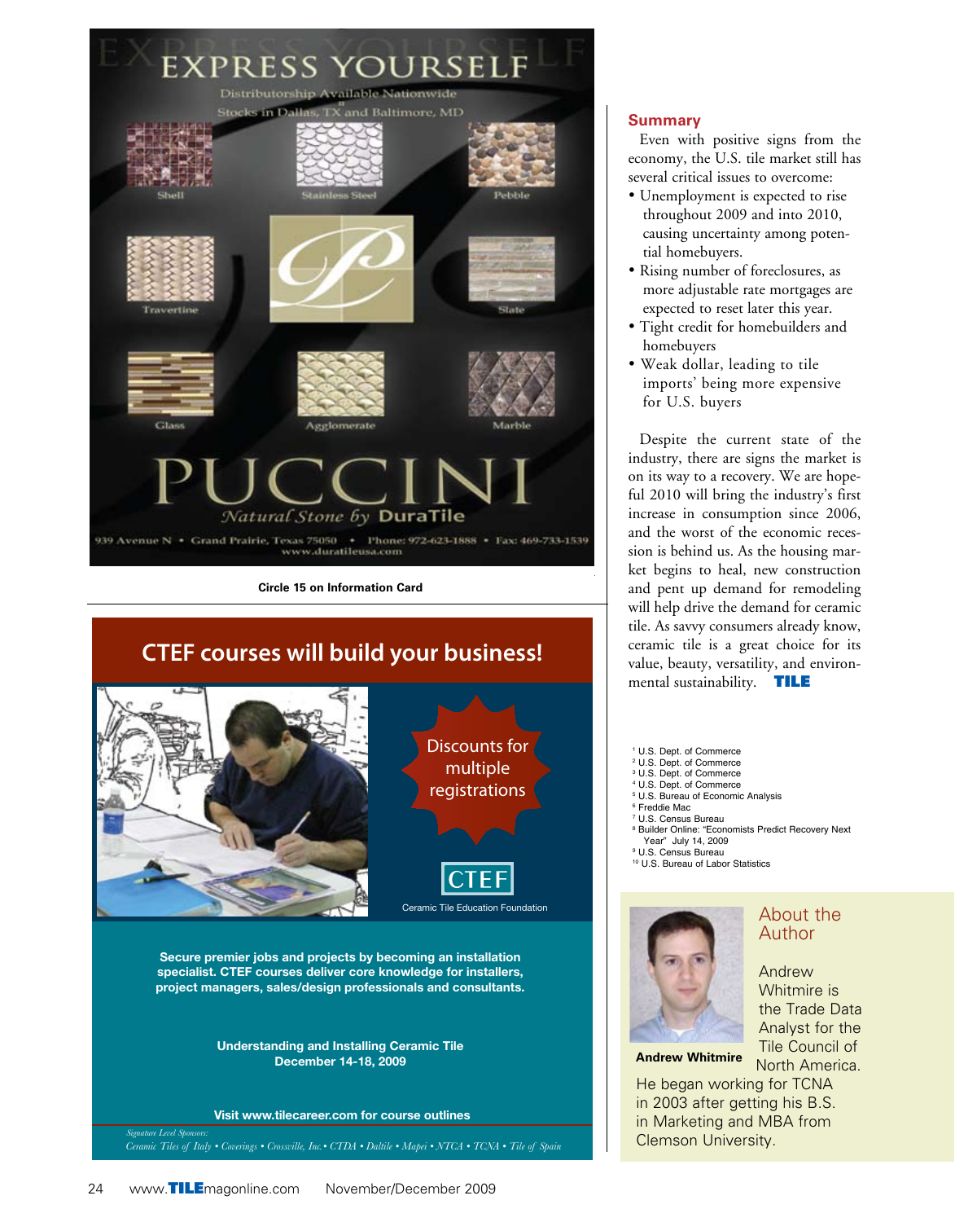EXPRESS YOURSELF

Distributorship Available Nationwide

Stocks in Dallas, TX and Baltimore, MD

Shell · Stainless Steel · Pebble · Travertine · Slate · Glass · Agglomerate · Marble

PUCCINI

Natural Stone by DuraTile

939 Avenue N • Grand Prairie, Texas 75050 • Phone: 972-623-1888 • Fax: 469-733-1539
www.duratileusa.com

**Circle 15 on Information Card**

## Summary

Even with positive signs from the economy, the U.S. tile market still has several critical issues to overcome:

- Unemployment is expected to rise throughout 2009 and into 2010, causing uncertainty among potential homebuyers.
- Rising number of foreclosures, as more adjustable rate mortgages are expected to reset later this year.
- Tight credit for homebuilders and homebuyers
- Weak dollar, leading to tile imports' being more expensive for U.S. buyers

Despite the current state of the industry, there are signs the market is on its way to a recovery. We are hopeful 2010 will bring the industry's first increase in consumption since 2006, and the worst of the economic recession is behind us. As the housing market begins to heal, new construction and pent up demand for remodeling will help drive the demand for ceramic tile. As savvy consumers already know, ceramic tile is a great choice for its value, beauty, versatility, and environmental sustainability. **TILE**

[1] U.S. Dept. of Commerce
[2] U.S. Dept. of Commerce
[3] U.S. Dept. of Commerce
[4] U.S. Dept. of Commerce
[5] U.S. Bureau of Economic Analysis
[6] Freddie Mac
[7] U.S. Census Bureau
[8] Builder Online: "Economists Predict Recovery Next Year" July 14, 2009
[9] U.S. Census Bureau
[10] U.S. Bureau of Labor Statistics

## CTEF courses will build your business!

Discounts for multiple registrations

CTEF
Ceramic Tile Education Foundation

**Secure premier jobs and projects by becoming an installation specialist. CTEF courses deliver core knowledge for installers, project managers, sales/design professionals and consultants.**

**Understanding and Installing Ceramic Tile**
**December 14-18, 2009**

**Visit www.tilecareer.com for course outlines**

*Signature Level Sponsors:*
*Ceramic Tiles of Italy • Coverings • Crossville, Inc.• CTDA • Daltile • Mapei • NTCA • TCNA • Tile of Spain*

## About the Author

**Andrew Whitmire**

Andrew Whitmire is the Trade Data Analyst for the Tile Council of North America. He began working for TCNA in 2003 after getting his B.S. in Marketing and MBA from Clemson University.